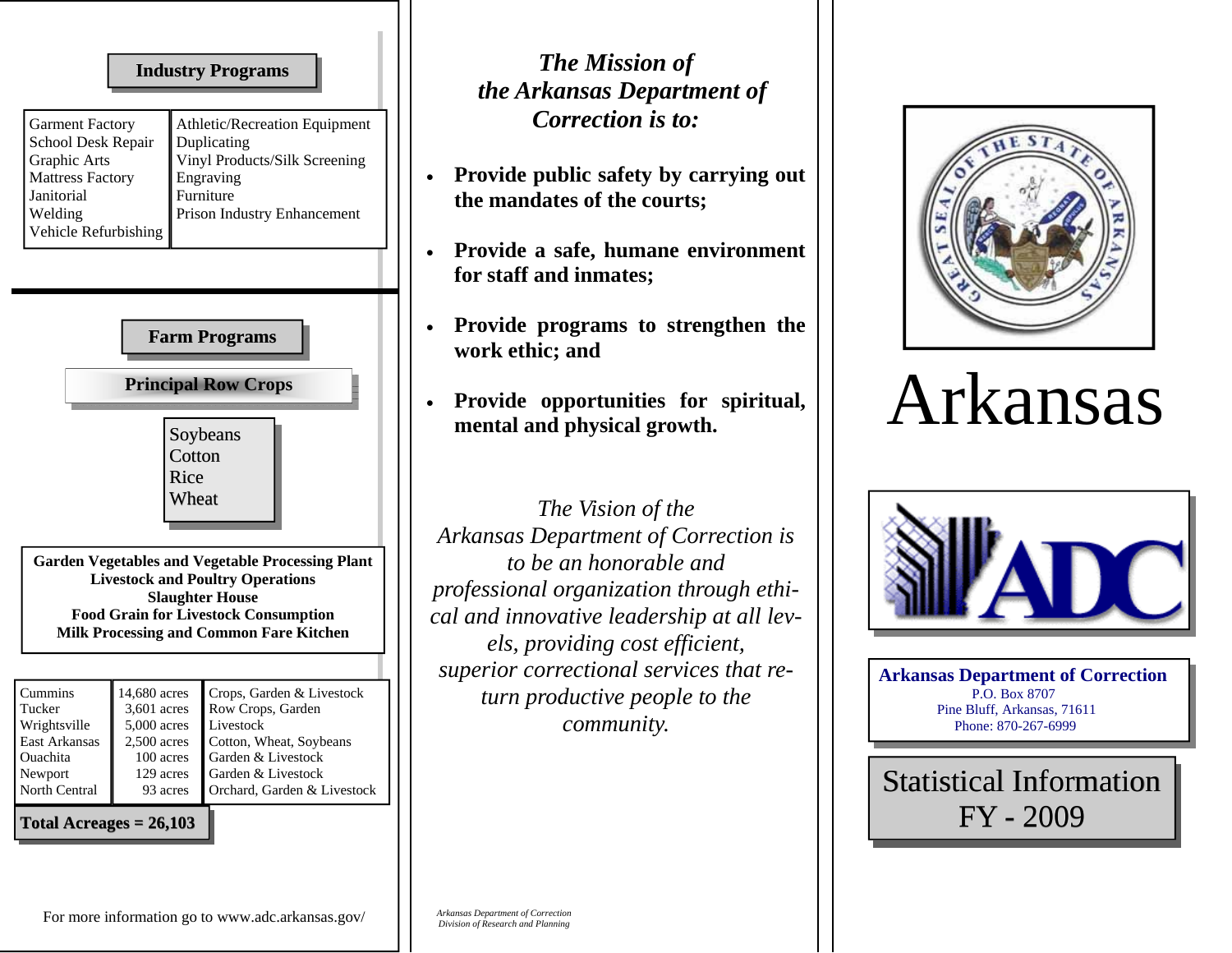## Industry Programs

| | |
|---|---|
| Garment Factory | Athletic/Recreation Equipment |
| School Desk Repair | Duplicating |
| Graphic Arts | Vinyl Products/Silk Screening |
| Mattress Factory | Engraving |
| Janitorial | Furniture |
| Welding | Prison Industry Enhancement |
| Vehicle Refurbishing | |

## Farm Programs

### Principal Row Crops

- Soybeans
- Cotton
- Rice
- Wheat

**Garden Vegetables and Vegetable Processing Plant**
**Livestock and Poultry Operations**
**Slaughter House**
**Food Grain for Livestock Consumption**
**Milk Processing and Common Fare Kitchen**

| | | |
|---|---|---|
| Cummins | 14,680 acres | Crops, Garden & Livestock |
| Tucker | 3,601 acres | Row Crops, Garden |
| Wrightsville | 5,000 acres | Livestock |
| East Arkansas | 2,500 acres | Cotton, Wheat, Soybeans |
| Ouachita | 100 acres | Garden & Livestock |
| Newport | 129 acres | Garden & Livestock |
| North Central | 93 acres | Orchard, Garden & Livestock |

**Total Acreages = 26,103**

For more information go to www.adc.arkansas.gov/

## *The Mission of the Arkansas Department of Correction is to:*

- **Provide public safety by carrying out the mandates of the courts;**
- **Provide a safe, humane environment for staff and inmates;**
- **Provide programs to strengthen the work ethic; and**
- **Provide opportunities for spiritual, mental and physical growth.**

*The Vision of the Arkansas Department of Correction is to be an honorable and professional organization through ethical and innovative leadership at all levels, providing cost efficient, superior correctional services that return productive people to the community.*

*Arkansas Department of Correction*
*Division of Research and Planning*

# Arkansas

**Arkansas Department of Correction**
P.O. Box 8707
Pine Bluff, Arkansas, 71611
Phone: 870-267-6999

## Statistical Information FY - 2009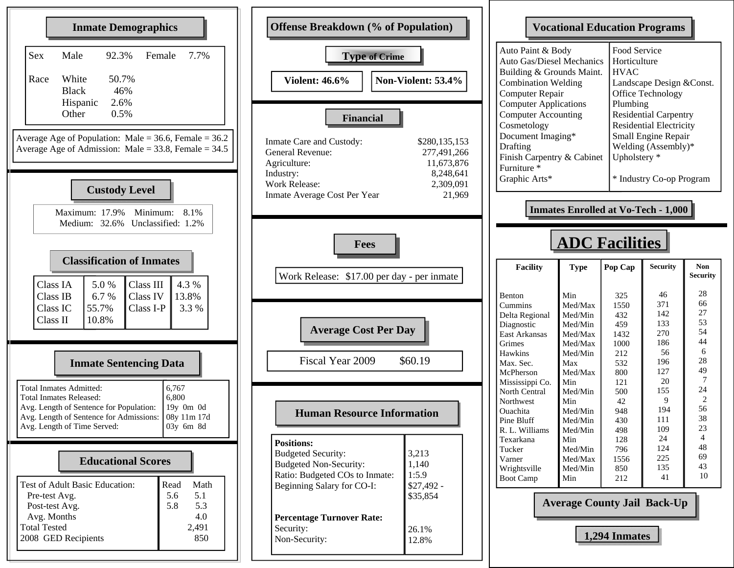## Inmate Demographics

| | | | | |
|---|---|---|---|---|
| Sex | Male | 92.3% | Female | 7.7% |
| Race | White | 50.7% | | |
| | Black | 46% | | |
| | Hispanic | 2.6% | | |
| | Other | 0.5% | | |

Average Age of Population: Male = 36.6, Female = 36.2
Average Age of Admission: Male = 33.8, Female = 34.5

## Custody Level

| | | | |
|---|---|---|---|
| Maximum: | 17.9% | Minimum: | 8.1% |
| Medium: | 32.6% | Unclassified: | 1.2% |

## Classification of Inmates

| | | | |
|---|---|---|---|
| Class IA | 5.0 % | Class III | 4.3 % |
| Class IB | 6.7 % | Class IV | 13.8% |
| Class IC | 55.7% | Class I-P | 3.3 % |
| Class II | 10.8% | | |

## Inmate Sentencing Data

| | |
|---|---|
| Total Inmates Admitted: | 6,767 |
| Total Inmates Released: | 6,800 |
| Avg. Length of Sentence for Population: | 19y 0m 0d |
| Avg. Length of Sentence for Admissions: | 08y 11m 17d |
| Avg. Length of Time Served: | 03y 6m 8d |

## Educational Scores

| | Read | Math |
|---|---|---|
| Test of Adult Basic Education: | | |
| Pre-test Avg. | 5.6 | 5.1 |
| Post-test Avg. | 5.8 | 5.3 |
| Avg. Months | | 4.0 |
| Total Tested | | 2,491 |
| 2008 GED Recipients | | 850 |

## Offense Breakdown (% of Population)

### Type of Crime

**Violent: 46.6%** | **Non-Violent: 53.4%**

## Financial

| | |
|---|---|
| Inmate Care and Custody: | $280,135,153 |
| General Revenue: | 277,491,266 |
| Agriculture: | 11,673,876 |
| Industry: | 8,248,641 |
| Work Release: | 2,309,091 |
| Inmate Average Cost Per Year | 21,969 |

## Fees

Work Release: $17.00 per day - per inmate

## Average Cost Per Day

Fiscal Year 2009 $60.19

## Human Resource Information

| | |
|---|---|
| **Positions:** | |
| Budgeted Security: | 3,213 |
| Budgeted Non-Security: | 1,140 |
| Ratio: Budgeted COs to Inmate: | 1:5.9 |
| Beginning Salary for CO-I: | $27,492 - $35,854 |
| **Percentage Turnover Rate:** | |
| Security: | 26.1% |
| Non-Security: | 12.8% |

## Vocational Education Programs

| | |
|---|---|
| Auto Paint & Body | Food Service |
| Auto Gas/Diesel Mechanics | Horticulture |
| Building & Grounds Maint. | HVAC |
| Combination Welding | Landscape Design &Const. |
| Computer Repair | Office Technology |
| Computer Applications | Plumbing |
| Computer Accounting | Residential Carpentry |
| Cosmetology | Residential Electricity |
| Document Imaging* | Small Engine Repair |
| Drafting | Welding (Assembly)* |
| Finish Carpentry & Cabinet Furniture * | Upholstery * |
| Graphic Arts* | * Industry Co-op Program |

**Inmates Enrolled at Vo-Tech - 1,000**

## ADC Facilities

| Facility | Type | Pop Cap | Security | Non Security |
|---|---|---|---|---|
| Benton | Min | 325 | 46 | 28 |
| Cummins | Med/Max | 1550 | 371 | 66 |
| Delta Regional | Med/Min | 432 | 142 | 27 |
| Diagnostic | Med/Min | 459 | 133 | 53 |
| East Arkansas | Med/Max | 1432 | 270 | 54 |
| Grimes | Med/Max | 1000 | 186 | 44 |
| Hawkins | Med/Min | 212 | 56 | 6 |
| Max. Sec. | Max | 532 | 196 | 28 |
| McPherson | Med/Max | 800 | 127 | 49 |
| Mississippi Co. | Min | 121 | 20 | 7 |
| North Central | Med/Min | 500 | 155 | 24 |
| Northwest | Min | 42 | 9 | 2 |
| Ouachita | Med/Min | 948 | 194 | 56 |
| Pine Bluff | Med/Min | 430 | 111 | 38 |
| R. L. Williams | Med/Min | 498 | 109 | 23 |
| Texarkana | Min | 128 | 24 | 4 |
| Tucker | Med/Min | 796 | 124 | 48 |
| Varner | Med/Max | 1556 | 225 | 69 |
| Wrightsville | Med/Min | 850 | 135 | 43 |
| Boot Camp | Min | 212 | 41 | 10 |

## Average County Jail Back-Up

**1,294 Inmates**